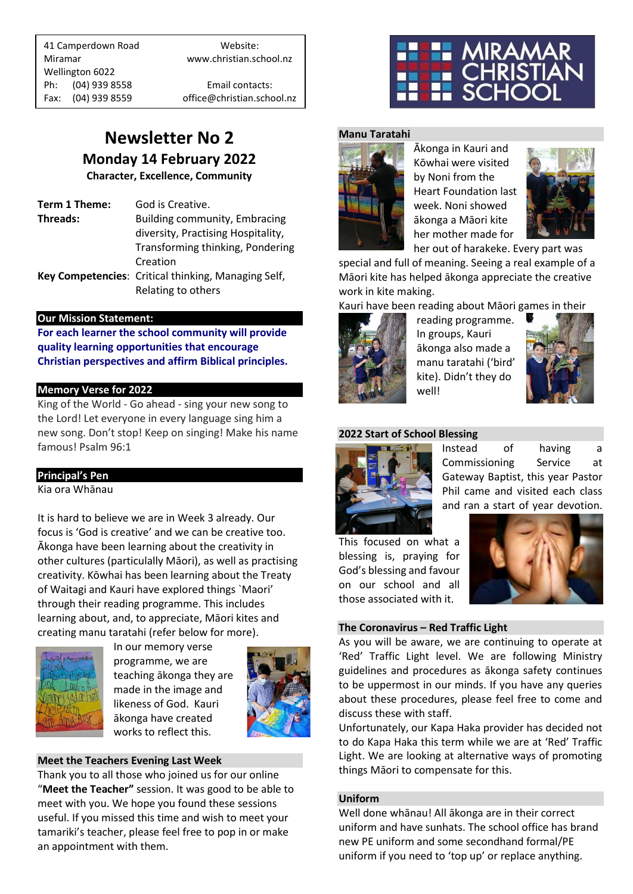41 Camperdown Road
Miramar
Wellington 6022
Ph: (04) 939 8558
Fax: (04) 939 8559

Website:
www.christian.school.nz

Email contacts:
office@christian.school.nz

MIRAMAR CHRISTIAN SCHOOL

# Newsletter No 2

## Monday 14 February 2022

**Character, Excellence, Community**

| | |
|---|---|
| **Term 1 Theme:** | God is Creative. |
| **Threads:** | Building community, Embracing diversity, Practising Hospitality, Transforming thinking, Pondering Creation |
| **Key Competencies**: | Critical thinking, Managing Self, Relating to others |

### Our Mission Statement:

**For each learner the school community will provide quality learning opportunities that encourage Christian perspectives and affirm Biblical principles.**

### Memory Verse for 2022

King of the World - Go ahead - sing your new song to the Lord! Let everyone in every language sing him a new song. Don't stop! Keep on singing! Make his name famous! Psalm 96:1

### Principal's Pen

Kia ora Whānau

It is hard to believe we are in Week 3 already. Our focus is 'God is creative' and we can be creative too. Ākonga have been learning about the creativity in other cultures (particularly Māori), as well as practising creativity. Kōwhai has been learning about the Treaty of Waitagi and Kauri have explored things `Maori' through their reading programme. This includes learning about, and, to appreciate, Māori kites and creating manu taratahi (refer below for more).

In our memory verse programme, we are teaching ākonga they are made in the image and likeness of God. Kauri ākonga have created works to reflect this.

### Meet the Teachers Evening Last Week

Thank you to all those who joined us for our online "**Meet the Teacher"** session. It was good to be able to meet with you. We hope you found these sessions useful. If you missed this time and wish to meet your tamariki's teacher, please feel free to pop in or make an appointment with them.

### Manu Taratahi

Ākonga in Kauri and Kōwhai were visited by Noni from the Heart Foundation last week. Noni showed ākonga a Māori kite her mother made for her out of harakeke. Every part was special and full of meaning. Seeing a real example of a Māori kite has helped ākonga appreciate the creative work in kite making.

Kauri have been reading about Māori games in their reading programme. In groups, Kauri ākonga also made a manu taratahi ('bird' kite). Didn't they do well!

### 2022 Start of School Blessing

Instead of having a Commissioning Service at Gateway Baptist, this year Pastor Phil came and visited each class and ran a start of year devotion. This focused on what a blessing is, praying for God's blessing and favour on our school and all those associated with it.

### The Coronavirus – Red Traffic Light

As you will be aware, we are continuing to operate at 'Red' Traffic Light level. We are following Ministry guidelines and procedures as ākonga safety continues to be uppermost in our minds. If you have any queries about these procedures, please feel free to come and discuss these with staff.

Unfortunately, our Kapa Haka provider has decided not to do Kapa Haka this term while we are at 'Red' Traffic Light. We are looking at alternative ways of promoting things Māori to compensate for this.

### Uniform

Well done whānau! All ākonga are in their correct uniform and have sunhats. The school office has brand new PE uniform and some secondhand formal/PE uniform if you need to 'top up' or replace anything.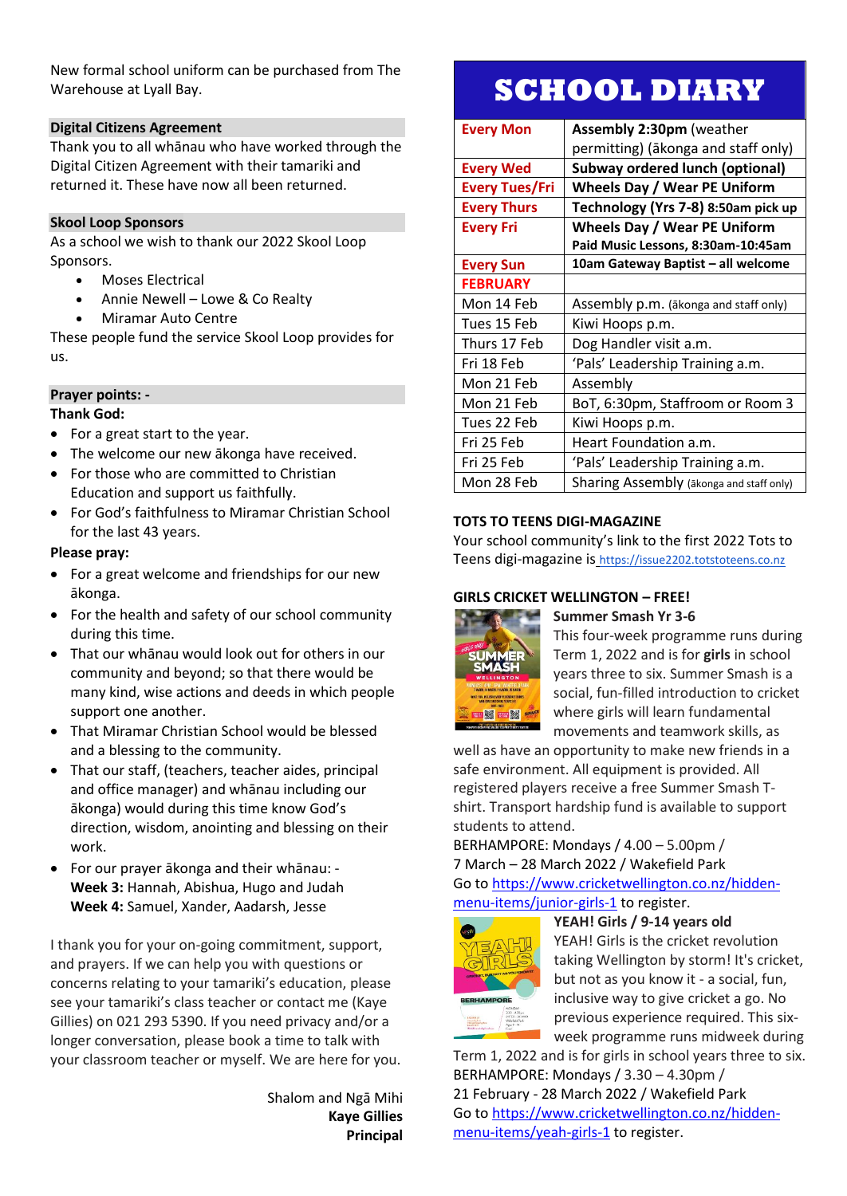New formal school uniform can be purchased from The Warehouse at Lyall Bay.

## Digital Citizens Agreement

Thank you to all whānau who have worked through the Digital Citizen Agreement with their tamariki and returned it. These have now all been returned.

## Skool Loop Sponsors

As a school we wish to thank our 2022 Skool Loop Sponsors.

- Moses Electrical
- Annie Newell – Lowe & Co Realty
- Miramar Auto Centre

These people fund the service Skool Loop provides for us.

## Prayer points: -

**Thank God:**

- For a great start to the year.
- The welcome our new ākonga have received.
- For those who are committed to Christian Education and support us faithfully.
- For God's faithfulness to Miramar Christian School for the last 43 years.

**Please pray:**

- For a great welcome and friendships for our new ākonga.
- For the health and safety of our school community during this time.
- That our whānau would look out for others in our community and beyond; so that there would be many kind, wise actions and deeds in which people support one another.
- That Miramar Christian School would be blessed and a blessing to the community.
- That our staff, (teachers, teacher aides, principal and office manager) and whānau including our ākonga) would during this time know God's direction, wisdom, anointing and blessing on their work.
- For our prayer ākonga and their whānau: -
  **Week 3:** Hannah, Abishua, Hugo and Judah
  **Week 4:** Samuel, Xander, Aadarsh, Jesse

I thank you for your on-going commitment, support, and prayers. If we can help you with questions or concerns relating to your tamariki's education, please see your tamariki's class teacher or contact me (Kaye Gillies) on 021 293 5390. If you need privacy and/or a longer conversation, please book a time to talk with your classroom teacher or myself. We are here for you.

Shalom and Ngā Mihi
**Kaye Gillies**
**Principal**

# SCHOOL DIARY

| | |
|---|---|
| Every Mon | **Assembly 2:30pm** (weather permitting) (ākonga and staff only) |
| Every Wed | **Subway ordered lunch (optional)** |
| Every Tues/Fri | **Wheels Day / Wear PE Uniform** |
| Every Thurs | **Technology (Yrs 7-8) 8:50am pick up** |
| Every Fri | **Wheels Day / Wear PE Uniform** **Paid Music Lessons, 8:30am-10:45am** |
| Every Sun | **10am Gateway Baptist – all welcome** |
| FEBRUARY | |
| Mon 14 Feb | Assembly p.m. (ākonga and staff only) |
| Tues 15 Feb | Kiwi Hoops p.m. |
| Thurs 17 Feb | Dog Handler visit a.m. |
| Fri 18 Feb | 'Pals' Leadership Training a.m. |
| Mon 21 Feb | Assembly |
| Mon 21 Feb | BoT, 6:30pm, Staffroom or Room 3 |
| Tues 22 Feb | Kiwi Hoops p.m. |
| Fri 25 Feb | Heart Foundation a.m. |
| Fri 25 Feb | 'Pals' Leadership Training a.m. |
| Mon 28 Feb | Sharing Assembly (ākonga and staff only) |

## TOTS TO TEENS DIGI-MAGAZINE

Your school community's link to the first 2022 Tots to Teens digi-magazine is https://issue2202.totstoteens.co.nz

## GIRLS CRICKET WELLINGTON – FREE!

**Summer Smash Yr 3-6**

This four-week programme runs during Term 1, 2022 and is for **girls** in school years three to six. Summer Smash is a social, fun-filled introduction to cricket where girls will learn fundamental movements and teamwork skills, as well as have an opportunity to make new friends in a safe environment. All equipment is provided. All registered players receive a free Summer Smash T-shirt. Transport hardship fund is available to support students to attend.

BERHAMPORE: Mondays / 4.00 – 5.00pm /
7 March – 28 March 2022 / Wakefield Park
Go to https://www.cricketwellington.co.nz/hidden-menu-items/junior-girls-1 to register.

**YEAH! Girls / 9-14 years old**

YEAH! Girls is the cricket revolution taking Wellington by storm! It's cricket, but not as you know it - a social, fun, inclusive way to give cricket a go. No previous experience required. This six-week programme runs midweek during Term 1, 2022 and is for girls in school years three to six.

BERHAMPORE: Mondays / 3.30 – 4.30pm /
21 February - 28 March 2022 / Wakefield Park
Go to https://www.cricketwellington.co.nz/hidden-menu-items/yeah-girls-1 to register.